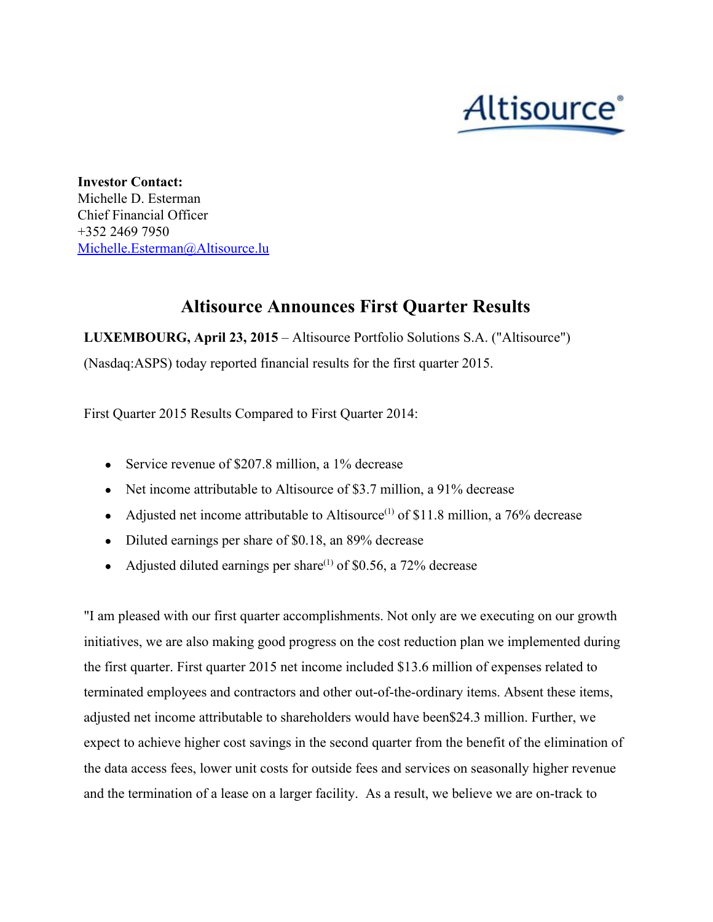**Investor Contact:**
Michelle D. Esterman
Chief Financial Officer
+352 2469 7950
Michelle.Esterman@Altisource.lu

# Altisource Announces First Quarter Results

**LUXEMBOURG, April 23, 2015** – Altisource Portfolio Solutions S.A. ("Altisource") (Nasdaq:ASPS) today reported financial results for the first quarter 2015.

First Quarter 2015 Results Compared to First Quarter 2014:

- Service revenue of $207.8 million, a 1% decrease
- Net income attributable to Altisource of $3.7 million, a 91% decrease
- Adjusted net income attributable to Altisource(1) of $11.8 million, a 76% decrease
- Diluted earnings per share of $0.18, an 89% decrease
- Adjusted diluted earnings per share(1) of $0.56, a 72% decrease

"I am pleased with our first quarter accomplishments. Not only are we executing on our growth initiatives, we are also making good progress on the cost reduction plan we implemented during the first quarter. First quarter 2015 net income included $13.6 million of expenses related to terminated employees and contractors and other out-of-the-ordinary items. Absent these items, adjusted net income attributable to shareholders would have been$24.3 million. Further, we expect to achieve higher cost savings in the second quarter from the benefit of the elimination of the data access fees, lower unit costs for outside fees and services on seasonally higher revenue and the termination of a lease on a larger facility. As a result, we believe we are on-track to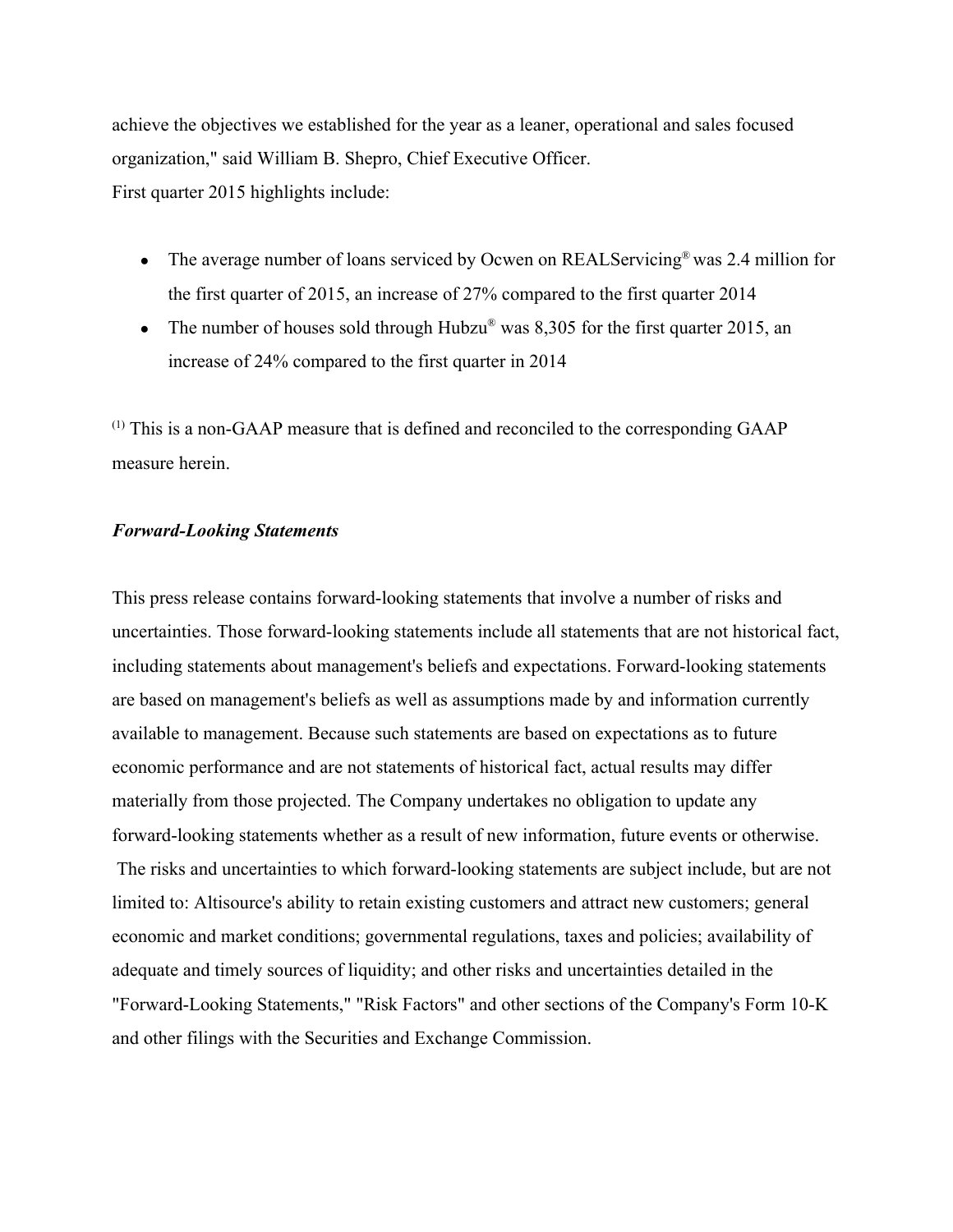achieve the objectives we established for the year as a leaner, operational and sales focused organization," said William B. Shepro, Chief Executive Officer.

First quarter 2015 highlights include:

- The average number of loans serviced by Ocwen on REALServicing® was 2.4 million for the first quarter of 2015, an increase of 27% compared to the first quarter 2014
- The number of houses sold through Hubzu® was 8,305 for the first quarter 2015, an increase of 24% compared to the first quarter in 2014

(1) This is a non-GAAP measure that is defined and reconciled to the corresponding GAAP measure herein.

***Forward-Looking Statements***

This press release contains forward-looking statements that involve a number of risks and uncertainties. Those forward-looking statements include all statements that are not historical fact, including statements about management's beliefs and expectations. Forward-looking statements are based on management's beliefs as well as assumptions made by and information currently available to management. Because such statements are based on expectations as to future economic performance and are not statements of historical fact, actual results may differ materially from those projected. The Company undertakes no obligation to update any forward-looking statements whether as a result of new information, future events or otherwise. The risks and uncertainties to which forward-looking statements are subject include, but are not limited to: Altisource's ability to retain existing customers and attract new customers; general economic and market conditions; governmental regulations, taxes and policies; availability of adequate and timely sources of liquidity; and other risks and uncertainties detailed in the "Forward-Looking Statements," "Risk Factors" and other sections of the Company's Form 10-K and other filings with the Securities and Exchange Commission.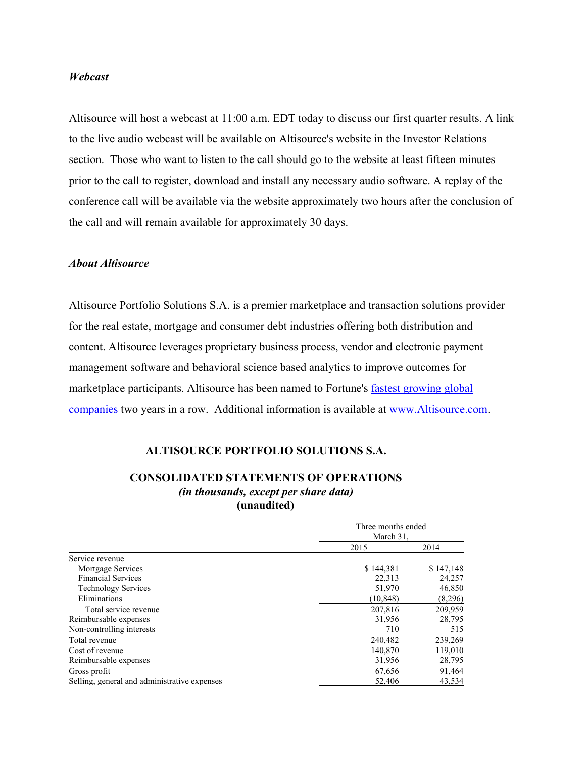***Webcast***

Altisource will host a webcast at 11:00 a.m. EDT today to discuss our first quarter results. A link to the live audio webcast will be available on Altisource's website in the Investor Relations section. Those who want to listen to the call should go to the website at least fifteen minutes prior to the call to register, download and install any necessary audio software. A replay of the conference call will be available via the website approximately two hours after the conclusion of the call and will remain available for approximately 30 days.

***About Altisource***

Altisource Portfolio Solutions S.A. is a premier marketplace and transaction solutions provider for the real estate, mortgage and consumer debt industries offering both distribution and content. Altisource leverages proprietary business process, vendor and electronic payment management software and behavioral science based analytics to improve outcomes for marketplace participants. Altisource has been named to Fortune's [fastest growing global companies](#) two years in a row. Additional information is available at [www.Altisource.com](http://www.Altisource.com).

**ALTISOURCE PORTFOLIO SOLUTIONS S.A.**

**CONSOLIDATED STATEMENTS OF OPERATIONS**
***(in thousands, except per share data)***
**(unaudited)**

| | Three months ended March 31, | |
|---|---|---|
| | 2015 | 2014 |
| Service revenue | | |
| Mortgage Services | $ 144,381 | $ 147,148 |
| Financial Services | 22,313 | 24,257 |
| Technology Services | 51,970 | 46,850 |
| Eliminations | (10,848) | (8,296) |
| Total service revenue | 207,816 | 209,959 |
| Reimbursable expenses | 31,956 | 28,795 |
| Non-controlling interests | 710 | 515 |
| Total revenue | 240,482 | 239,269 |
| Cost of revenue | 140,870 | 119,010 |
| Reimbursable expenses | 31,956 | 28,795 |
| Gross profit | 67,656 | 91,464 |
| Selling, general and administrative expenses | 52,406 | 43,534 |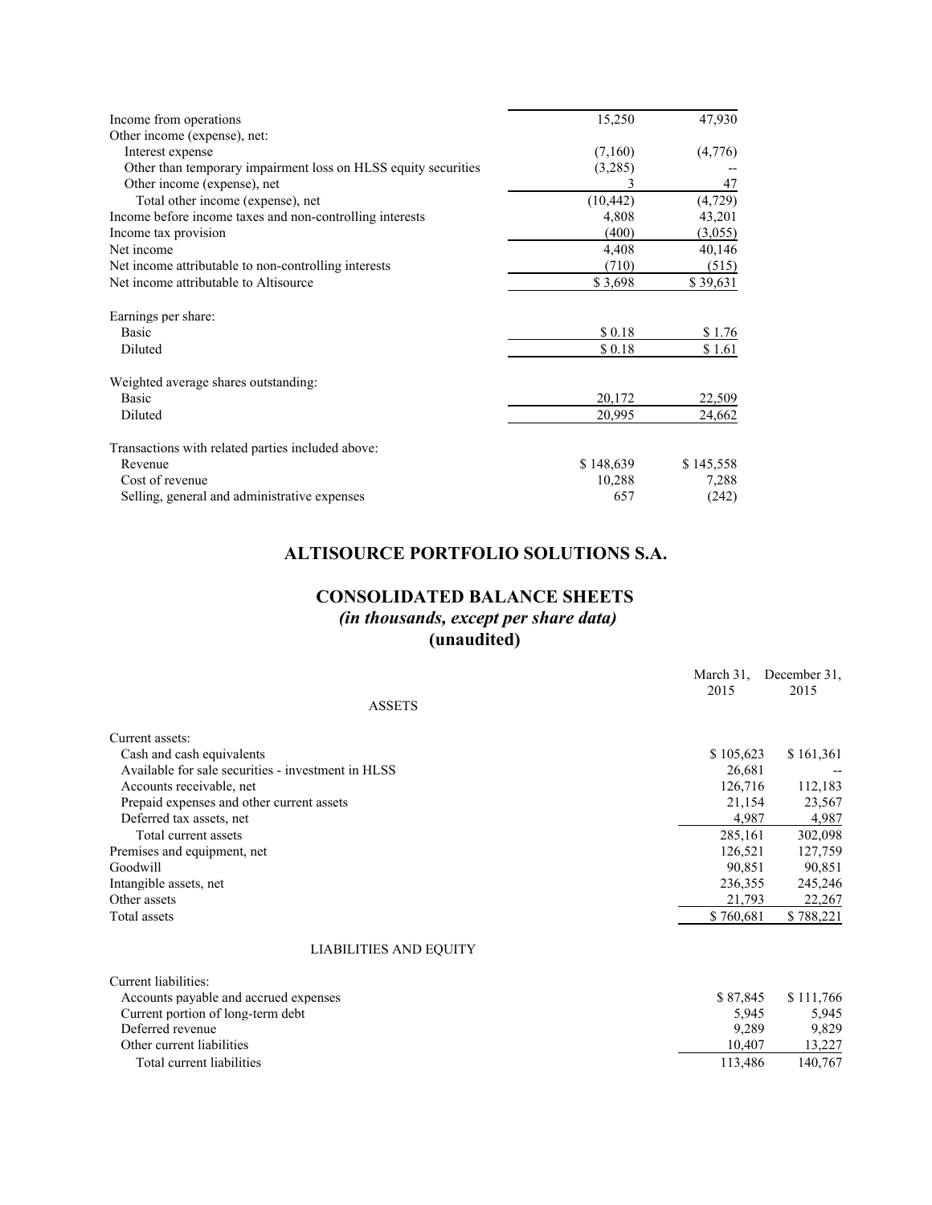| | | |
|---|---|---|
| Income from operations | 15,250 | 47,930 |
| Other income (expense), net: | | |
| Interest expense | (7,160) | (4,776) |
| Other than temporary impairment loss on HLSS equity securities | (3,285) | -- |
| Other income (expense), net | 3 | 47 |
| Total other income (expense), net | (10,442) | (4,729) |
| Income before income taxes and non-controlling interests | 4,808 | 43,201 |
| Income tax provision | (400) | (3,055) |
| Net income | 4,408 | 40,146 |
| Net income attributable to non-controlling interests | (710) | (515) |
| Net income attributable to Altisource | $ 3,698 | $ 39,631 |
| | | |
| Earnings per share: | | |
| Basic | $ 0.18 | $ 1.76 |
| Diluted | $ 0.18 | $ 1.61 |
| | | |
| Weighted average shares outstanding: | | |
| Basic | 20,172 | 22,509 |
| Diluted | 20,995 | 24,662 |
| | | |
| Transactions with related parties included above: | | |
| Revenue | $ 148,639 | $ 145,558 |
| Cost of revenue | 10,288 | 7,288 |
| Selling, general and administrative expenses | 657 | (242) |

## ALTISOURCE PORTFOLIO SOLUTIONS S.A.

## CONSOLIDATED BALANCE SHEETS

*(in thousands, except per share data)*

**(unaudited)**

| | March 31, 2015 | December 31, 2015 |
|---|---|---|
| ASSETS | | |
| Current assets: | | |
| Cash and cash equivalents | $ 105,623 | $ 161,361 |
| Available for sale securities - investment in HLSS | 26,681 | -- |
| Accounts receivable, net | 126,716 | 112,183 |
| Prepaid expenses and other current assets | 21,154 | 23,567 |
| Deferred tax assets, net | 4,987 | 4,987 |
| Total current assets | 285,161 | 302,098 |
| Premises and equipment, net | 126,521 | 127,759 |
| Goodwill | 90,851 | 90,851 |
| Intangible assets, net | 236,355 | 245,246 |
| Other assets | 21,793 | 22,267 |
| Total assets | $ 760,681 | $ 788,221 |
| | | |
| LIABILITIES AND EQUITY | | |
| Current liabilities: | | |
| Accounts payable and accrued expenses | $ 87,845 | $ 111,766 |
| Current portion of long-term debt | 5,945 | 5,945 |
| Deferred revenue | 9,289 | 9,829 |
| Other current liabilities | 10,407 | 13,227 |
| Total current liabilities | 113,486 | 140,767 |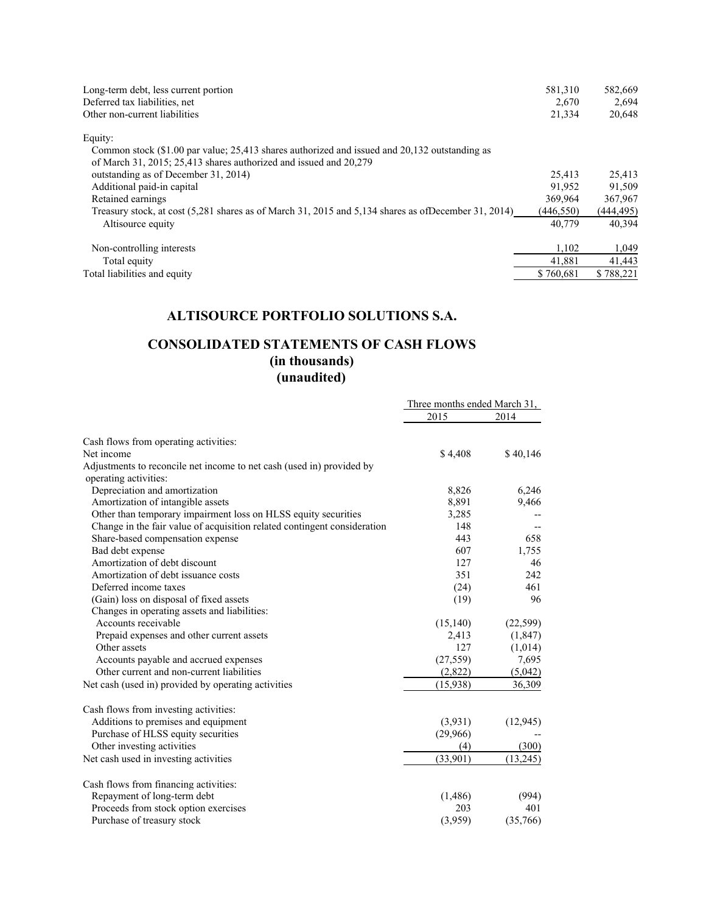| | | |
|---|---|---|
| Long-term debt, less current portion | 581,310 | 582,669 |
| Deferred tax liabilities, net | 2,670 | 2,694 |
| Other non-current liabilities | 21,334 | 20,648 |
| | | |
| Equity: | | |
| Common stock ($1.00 par value; 25,413 shares authorized and issued and 20,132 outstanding as of March 31, 2015; 25,413 shares authorized and issued and 20,279 outstanding as of December 31, 2014) | 25,413 | 25,413 |
| Additional paid-in capital | 91,952 | 91,509 |
| Retained earnings | 369,964 | 367,967 |
| Treasury stock, at cost (5,281 shares as of March 31, 2015 and 5,134 shares as ofDecember 31, 2014) | (446,550) | (444,495) |
| Altisource equity | 40,779 | 40,394 |
| | | |
| Non-controlling interests | 1,102 | 1,049 |
| Total equity | 41,881 | 41,443 |
| Total liabilities and equity | $ 760,681 | $ 788,221 |

## ALTISOURCE PORTFOLIO SOLUTIONS S.A.

## CONSOLIDATED STATEMENTS OF CASH FLOWS
**(in thousands)**
**(unaudited)**

| | Three months ended March 31, | |
|---|---|---|
| | 2015 | 2014 |
| Cash flows from operating activities: | | |
| Net income | $ 4,408 | $ 40,146 |
| Adjustments to reconcile net income to net cash (used in) provided by operating activities: | | |
| Depreciation and amortization | 8,826 | 6,246 |
| Amortization of intangible assets | 8,891 | 9,466 |
| Other than temporary impairment loss on HLSS equity securities | 3,285 | -- |
| Change in the fair value of acquisition related contingent consideration | 148 | -- |
| Share-based compensation expense | 443 | 658 |
| Bad debt expense | 607 | 1,755 |
| Amortization of debt discount | 127 | 46 |
| Amortization of debt issuance costs | 351 | 242 |
| Deferred income taxes | (24) | 461 |
| (Gain) loss on disposal of fixed assets | (19) | 96 |
| Changes in operating assets and liabilities: | | |
| Accounts receivable | (15,140) | (22,599) |
| Prepaid expenses and other current assets | 2,413 | (1,847) |
| Other assets | 127 | (1,014) |
| Accounts payable and accrued expenses | (27,559) | 7,695 |
| Other current and non-current liabilities | (2,822) | (5,042) |
| Net cash (used in) provided by operating activities | (15,938) | 36,309 |
| | | |
| Cash flows from investing activities: | | |
| Additions to premises and equipment | (3,931) | (12,945) |
| Purchase of HLSS equity securities | (29,966) | -- |
| Other investing activities | (4) | (300) |
| Net cash used in investing activities | (33,901) | (13,245) |
| | | |
| Cash flows from financing activities: | | |
| Repayment of long-term debt | (1,486) | (994) |
| Proceeds from stock option exercises | 203 | 401 |
| Purchase of treasury stock | (3,959) | (35,766) |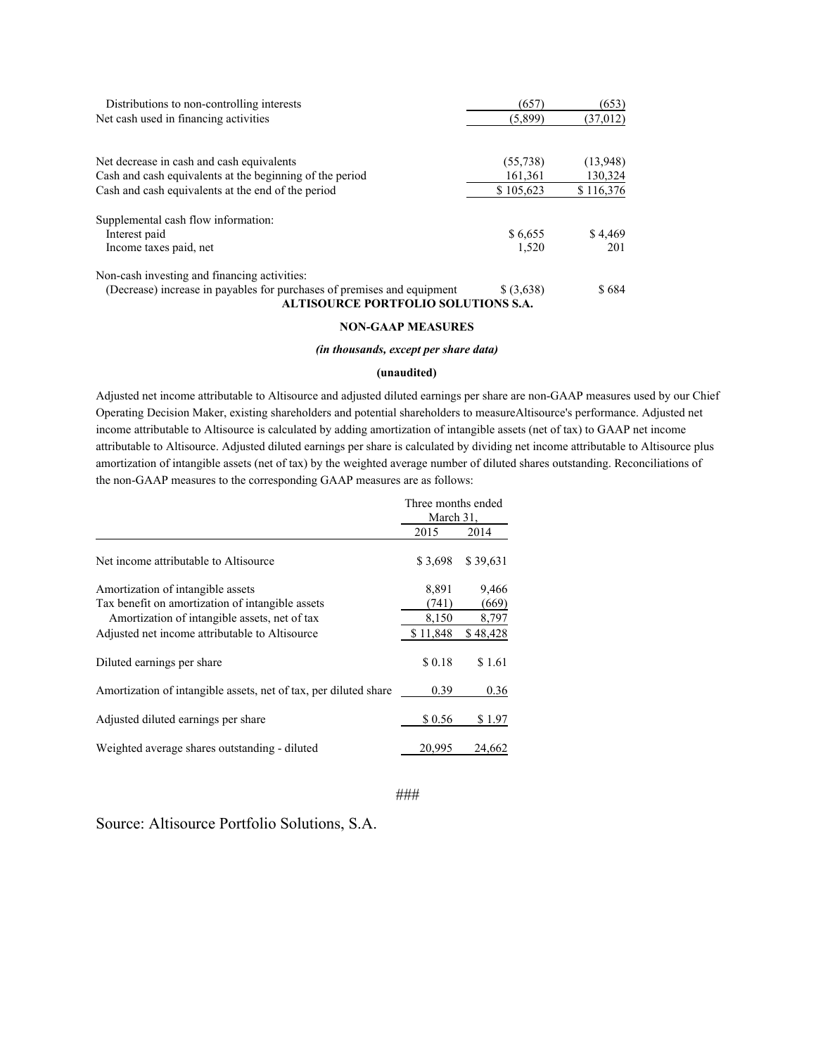| | | |
|---|---|---|
| Distributions to non-controlling interests | (657) | (653) |
| Net cash used in financing activities | (5,899) | (37,012) |
| | | |
| Net decrease in cash and cash equivalents | (55,738) | (13,948) |
| Cash and cash equivalents at the beginning of the period | 161,361 | 130,324 |
| Cash and cash equivalents at the end of the period | $ 105,623 | $ 116,376 |
| | | |
| Supplemental cash flow information: | | |
| Interest paid | $ 6,655 | $ 4,469 |
| Income taxes paid, net | 1,520 | 201 |
| | | |
| Non-cash investing and financing activities: | | |
| (Decrease) increase in payables for purchases of premises and equipment | $ (3,638) | $ 684 |

**ALTISOURCE PORTFOLIO SOLUTIONS S.A.**

**NON-GAAP MEASURES**

***(in thousands, except per share data)***

**(unaudited)**

Adjusted net income attributable to Altisource and adjusted diluted earnings per share are non-GAAP measures used by our Chief Operating Decision Maker, existing shareholders and potential shareholders to measureAltisource's performance. Adjusted net income attributable to Altisource is calculated by adding amortization of intangible assets (net of tax) to GAAP net income attributable to Altisource. Adjusted diluted earnings per share is calculated by dividing net income attributable to Altisource plus amortization of intangible assets (net of tax) by the weighted average number of diluted shares outstanding. Reconciliations of the non-GAAP measures to the corresponding GAAP measures are as follows:

| | Three months ended March 31, | |
|---|---|---|
| | 2015 | 2014 |
| Net income attributable to Altisource | $ 3,698 | $ 39,631 |
| | | |
| Amortization of intangible assets | 8,891 | 9,466 |
| Tax benefit on amortization of intangible assets | (741) | (669) |
| Amortization of intangible assets, net of tax | 8,150 | 8,797 |
| Adjusted net income attributable to Altisource | $ 11,848 | $ 48,428 |
| | | |
| Diluted earnings per share | $ 0.18 | $ 1.61 |
| | | |
| Amortization of intangible assets, net of tax, per diluted share | 0.39 | 0.36 |
| | | |
| Adjusted diluted earnings per share | $ 0.56 | $ 1.97 |
| | | |
| Weighted average shares outstanding - diluted | 20,995 | 24,662 |

###

Source: Altisource Portfolio Solutions, S.A.